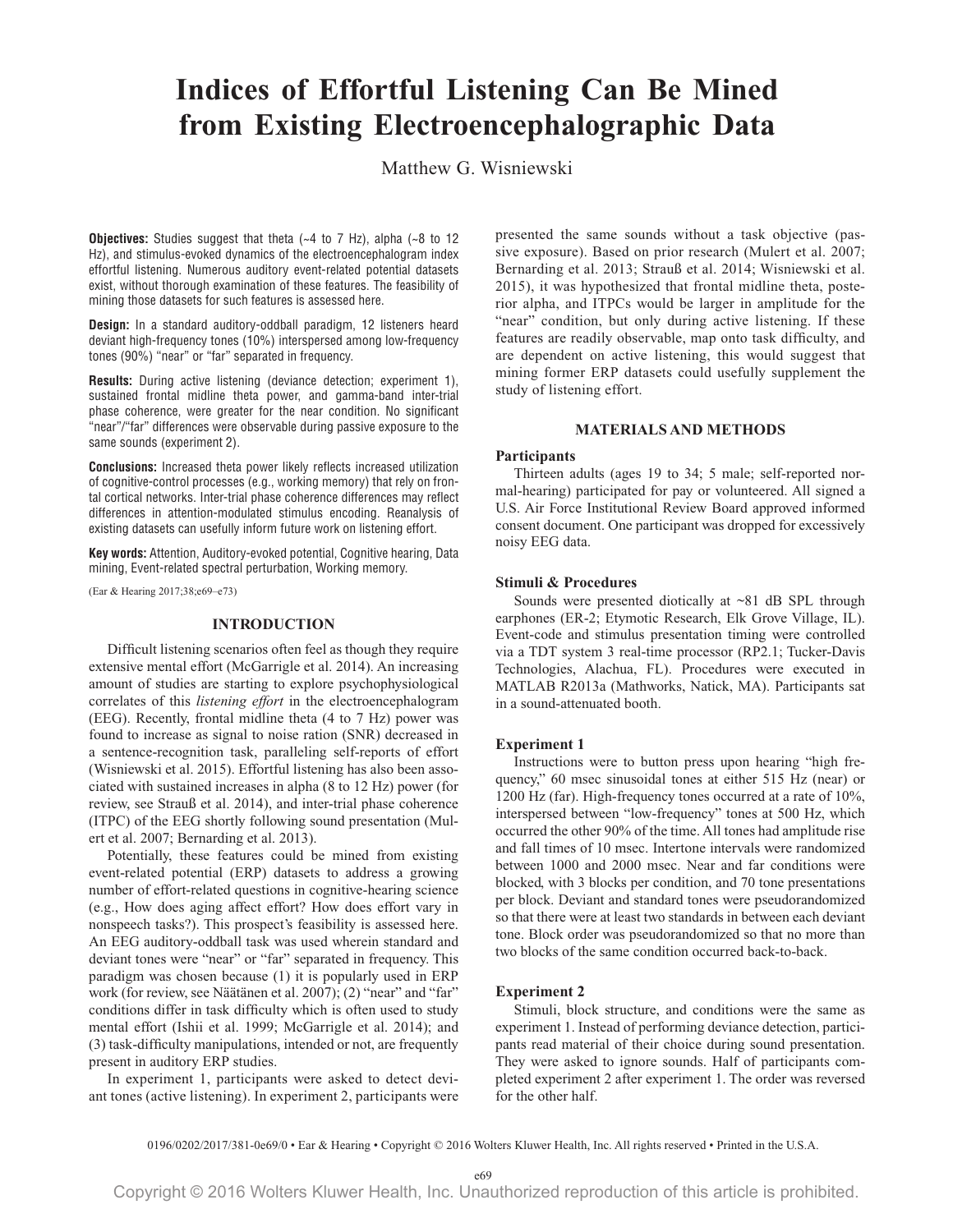# Indices of Effortful Listening Can Be Mined from Existing Electroencephalographic Data

Matthew G. Wisniewski

**Objectives:** Studies suggest that theta (~4 to 7 Hz), alpha (~8 to 12 Hz), and stimulus-evoked dynamics of the electroencephalogram index effortful listening. Numerous auditory event-related potential datasets exist, without thorough examination of these features. The feasibility of mining those datasets for such features is assessed here.

**Design:** In a standard auditory-oddball paradigm, 12 listeners heard deviant high-frequency tones (10%) interspersed among low-frequency tones (90%) "near" or "far" separated in frequency.

**Results:** During active listening (deviance detection; experiment 1), sustained frontal midline theta power, and gamma-band inter-trial phase coherence, were greater for the near condition. No significant "near"/"far" differences were observable during passive exposure to the same sounds (experiment 2).

**Conclusions:** Increased theta power likely reflects increased utilization of cognitive-control processes (e.g., working memory) that rely on frontal cortical networks. Inter-trial phase coherence differences may reflect differences in attention-modulated stimulus encoding. Reanalysis of existing datasets can usefully inform future work on listening effort.

**Key words:** Attention, Auditory-evoked potential, Cognitive hearing, Data mining, Event-related spectral perturbation, Working memory.

(Ear & Hearing 2017;38;e69–e73)

## INTRODUCTION

Difficult listening scenarios often feel as though they require extensive mental effort (McGarrigle et al. 2014). An increasing amount of studies are starting to explore psychophysiological correlates of this *listening effort* in the electroencephalogram (EEG). Recently, frontal midline theta (4 to 7 Hz) power was found to increase as signal to noise ration (SNR) decreased in a sentence-recognition task, paralleling self-reports of effort (Wisniewski et al. 2015). Effortful listening has also been associated with sustained increases in alpha (8 to 12 Hz) power (for review, see Strauß et al. 2014), and inter-trial phase coherence (ITPC) of the EEG shortly following sound presentation (Mulert et al. 2007; Bernarding et al. 2013).

Potentially, these features could be mined from existing event-related potential (ERP) datasets to address a growing number of effort-related questions in cognitive-hearing science (e.g., How does aging affect effort? How does effort vary in nonspeech tasks?). This prospect's feasibility is assessed here. An EEG auditory-oddball task was used wherein standard and deviant tones were "near" or "far" separated in frequency. This paradigm was chosen because (1) it is popularly used in ERP work (for review, see Näätänen et al. 2007); (2) "near" and "far" conditions differ in task difficulty which is often used to study mental effort (Ishii et al. 1999; McGarrigle et al. 2014); and (3) task-difficulty manipulations, intended or not, are frequently present in auditory ERP studies.

In experiment 1, participants were asked to detect deviant tones (active listening). In experiment 2, participants were presented the same sounds without a task objective (passive exposure). Based on prior research (Mulert et al. 2007; Bernarding et al. 2013; Strauß et al. 2014; Wisniewski et al. 2015), it was hypothesized that frontal midline theta, posterior alpha, and ITPCs would be larger in amplitude for the "near" condition, but only during active listening. If these features are readily observable, map onto task difficulty, and are dependent on active listening, this would suggest that mining former ERP datasets could usefully supplement the study of listening effort.

## MATERIALS AND METHODS

### Participants

Thirteen adults (ages 19 to 34; 5 male; self-reported normal-hearing) participated for pay or volunteered. All signed a U.S. Air Force Institutional Review Board approved informed consent document. One participant was dropped for excessively noisy EEG data.

### Stimuli & Procedures

Sounds were presented diotically at ~81 dB SPL through earphones (ER-2; Etymotic Research, Elk Grove Village, IL). Event-code and stimulus presentation timing were controlled via a TDT system 3 real-time processor (RP2.1; Tucker-Davis Technologies, Alachua, FL). Procedures were executed in MATLAB R2013a (Mathworks, Natick, MA). Participants sat in a sound-attenuated booth.

### Experiment 1

Instructions were to button press upon hearing "high frequency," 60 msec sinusoidal tones at either 515 Hz (near) or 1200 Hz (far). High-frequency tones occurred at a rate of 10%, interspersed between "low-frequency" tones at 500 Hz, which occurred the other 90% of the time. All tones had amplitude rise and fall times of 10 msec. Intertone intervals were randomized between 1000 and 2000 msec. Near and far conditions were blocked, with 3 blocks per condition, and 70 tone presentations per block. Deviant and standard tones were pseudorandomized so that there were at least two standards in between each deviant tone. Block order was pseudorandomized so that no more than two blocks of the same condition occurred back-to-back.

### Experiment 2

Stimuli, block structure, and conditions were the same as experiment 1. Instead of performing deviance detection, participants read material of their choice during sound presentation. They were asked to ignore sounds. Half of participants completed experiment 2 after experiment 1. The order was reversed for the other half.

0196/0202/2017/381-0e69/0 • Ear & Hearing • Copyright © 2016 Wolters Kluwer Health, Inc. All rights reserved • Printed in the U.S.A.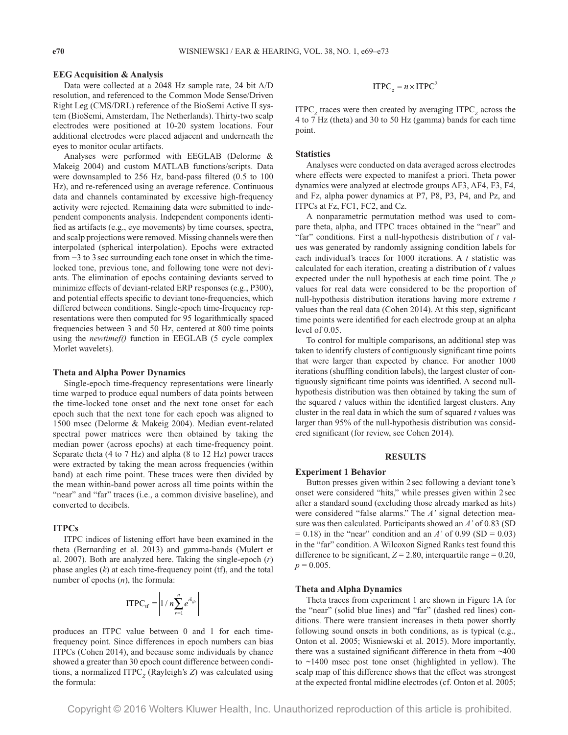### EEG Acquisition & Analysis

Data were collected at a 2048 Hz sample rate, 24 bit A/D resolution, and referenced to the Common Mode Sense/Driven Right Leg (CMS/DRL) reference of the BioSemi Active II system (BioSemi, Amsterdam, The Netherlands). Thirty-two scalp electrodes were positioned at 10-20 system locations. Four additional electrodes were placed adjacent and underneath the eyes to monitor ocular artifacts.

Analyses were performed with EEGLAB (Delorme & Makeig 2004) and custom MATLAB functions/scripts. Data were downsampled to 256 Hz, band-pass filtered (0.5 to 100 Hz), and re-referenced using an average reference. Continuous data and channels contaminated by excessive high-frequency activity were rejected. Remaining data were submitted to independent components analysis. Independent components identified as artifacts (e.g., eye movements) by time courses, spectra, and scalp projections were removed. Missing channels were then interpolated (spherical interpolation). Epochs were extracted from −3 to 3 sec surrounding each tone onset in which the time-locked tone, previous tone, and following tone were not deviants. The elimination of epochs containing deviants served to minimize effects of deviant-related ERP responses (e.g., P300), and potential effects specific to deviant tone-frequencies, which differed between conditions. Single-epoch time-frequency representations were then computed for 95 logarithmically spaced frequencies between 3 and 50 Hz, centered at 800 time points using the *newtimef()* function in EEGLAB (5 cycle complex Morlet wavelets).

### Theta and Alpha Power Dynamics

Single-epoch time-frequency representations were linearly time warped to produce equal numbers of data points between the time-locked tone onset and the next tone onset for each epoch such that the next tone for each epoch was aligned to 1500 msec (Delorme & Makeig 2004). Median event-related spectral power matrices were then obtained by taking the median power (across epochs) at each time-frequency point. Separate theta (4 to 7 Hz) and alpha (8 to 12 Hz) power traces were extracted by taking the mean across frequencies (within band) at each time point. These traces were then divided by the mean within-band power across all time points within the "near" and "far" traces (i.e., a common divisive baseline), and converted to decibels.

### ITPCs

ITPC indices of listening effort have been examined in the theta (Bernarding et al. 2013) and gamma-bands (Mulert et al. 2007). Both are analyzed here. Taking the single-epoch ($r$) phase angles ($k$) at each time-frequency point (tf), and the total number of epochs ($n$), the formula:

$$\text{ITPC}_{\text{tf}} = \left| 1/n \sum_{r=1}^{n} e^{ik_{tfr}} \right|$$

produces an ITPC value between 0 and 1 for each time-frequency point. Since differences in epoch numbers can bias ITPCs (Cohen 2014), and because some individuals by chance showed a greater than 30 epoch count difference between conditions, a normalized $\text{ITPC}_z$ (Rayleigh's $Z$) was calculated using the formula:

$$\text{ITPC}_z = n \times \text{ITPC}^2$$

$\text{ITPC}_z$ traces were then created by averaging $\text{ITPC}_z$ across the 4 to 7 Hz (theta) and 30 to 50 Hz (gamma) bands for each time point.

### Statistics

Analyses were conducted on data averaged across electrodes where effects were expected to manifest a priori. Theta power dynamics were analyzed at electrode groups AF3, AF4, F3, F4, and Fz, alpha power dynamics at P7, P8, P3, P4, and Pz, and ITPCs at Fz, FC1, FC2, and Cz.

A nonparametric permutation method was used to compare theta, alpha, and ITPC traces obtained in the "near" and "far" conditions. First a null-hypothesis distribution of $t$ values was generated by randomly assigning condition labels for each individual's traces for 1000 iterations. A $t$ statistic was calculated for each iteration, creating a distribution of $t$ values expected under the null hypothesis at each time point. The $p$ values for real data were considered to be the proportion of null-hypothesis distribution iterations having more extreme $t$ values than the real data (Cohen 2014). At this step, significant time points were identified for each electrode group at an alpha level of 0.05.

To control for multiple comparisons, an additional step was taken to identify clusters of contiguously significant time points that were larger than expected by chance. For another 1000 iterations (shuffling condition labels), the largest cluster of contiguously significant time points was identified. A second null-hypothesis distribution was then obtained by taking the sum of the squared $t$ values within the identified largest clusters. Any cluster in the real data in which the sum of squared $t$ values was larger than 95% of the null-hypothesis distribution was considered significant (for review, see Cohen 2014).

## RESULTS

### Experiment 1 Behavior

Button presses given within 2 sec following a deviant tone's onset were considered "hits," while presses given within 2 sec after a standard sound (excluding those already marked as hits) were considered "false alarms." The $A'$ signal detection measure was then calculated. Participants showed an $A'$ of 0.83 (SD = 0.18) in the "near" condition and an $A'$ of 0.99 (SD = 0.03) in the "far" condition. A Wilcoxon Signed Ranks test found this difference to be significant, $Z = 2.80$, interquartile range = 0.20, $p = 0.005$.

### Theta and Alpha Dynamics

Theta traces from experiment 1 are shown in Figure 1A for the "near" (solid blue lines) and "far" (dashed red lines) conditions. There were transient increases in theta power shortly following sound onsets in both conditions, as is typical (e.g., Onton et al. 2005; Wisniewski et al. 2015). More importantly, there was a sustained significant difference in theta from ~400 to ~1400 msec post tone onset (highlighted in yellow). The scalp map of this difference shows that the effect was strongest at the expected frontal midline electrodes (cf. Onton et al. 2005;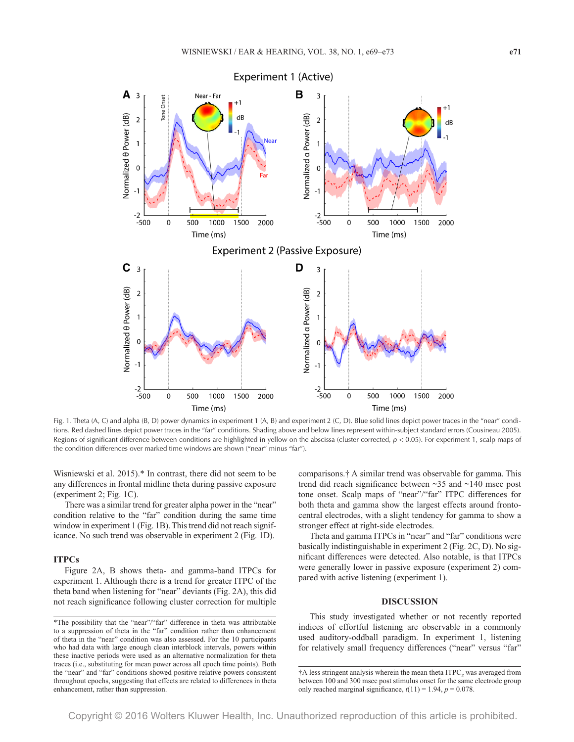Fig. 1. Theta (A, C) and alpha (B, D) power dynamics in experiment 1 (A, B) and experiment 2 (C, D). Blue solid lines depict power traces in the "near" conditions. Red dashed lines depict power traces in the "far" conditions. Shading above and below lines represent within-subject standard errors (Cousineau 2005). Regions of significant difference between conditions are highlighted in yellow on the abscissa (cluster corrected, $p < 0.05$). For experiment 1, scalp maps of the condition differences over marked time windows are shown ("near" minus "far").

Wisniewski et al. 2015).* In contrast, there did not seem to be any differences in frontal midline theta during passive exposure (experiment 2; Fig. 1C).

There was a similar trend for greater alpha power in the "near" condition relative to the "far" condition during the same time window in experiment 1 (Fig. 1B). This trend did not reach significance. No such trend was observable in experiment 2 (Fig. 1D).

### ITPCs

Figure 2A, B shows theta- and gamma-band ITPCs for experiment 1. Although there is a trend for greater ITPC of the theta band when listening for "near" deviants (Fig. 2A), this did not reach significance following cluster correction for multiple comparisons.† A similar trend was observable for gamma. This trend did reach significance between ~35 and ~140 msec post tone onset. Scalp maps of "near"/"far" ITPC differences for both theta and gamma show the largest effects around fronto-central electrodes, with a slight tendency for gamma to show a stronger effect at right-side electrodes.

Theta and gamma ITPCs in "near" and "far" conditions were basically indistinguishable in experiment 2 (Fig. 2C, D). No significant differences were detected. Also notable, is that ITPCs were generally lower in passive exposure (experiment 2) compared with active listening (experiment 1).

## DISCUSSION

This study investigated whether or not recently reported indices of effortful listening are observable in a commonly used auditory-oddball paradigm. In experiment 1, listening for relatively small frequency differences ("near" versus "far"

*The possibility that the "near"/"far" difference in theta was attributable to a suppression of theta in the "far" condition rather than enhancement of theta in the "near" condition was also assessed. For the 10 participants who had data with large enough clean interblock intervals, powers within these inactive periods were used as an alternative normalization for theta traces (i.e., substituting for mean power across all epoch time points). Both the "near" and "far" conditions showed positive relative powers consistent throughout epochs, suggesting that effects are related to differences in theta enhancement, rather than suppression.

†A less stringent analysis wherein the mean theta $ITPC_z$ was averaged from between 100 and 300 msec post stimulus onset for the same electrode group only reached marginal significance, $t(11) = 1.94$, $p = 0.078$.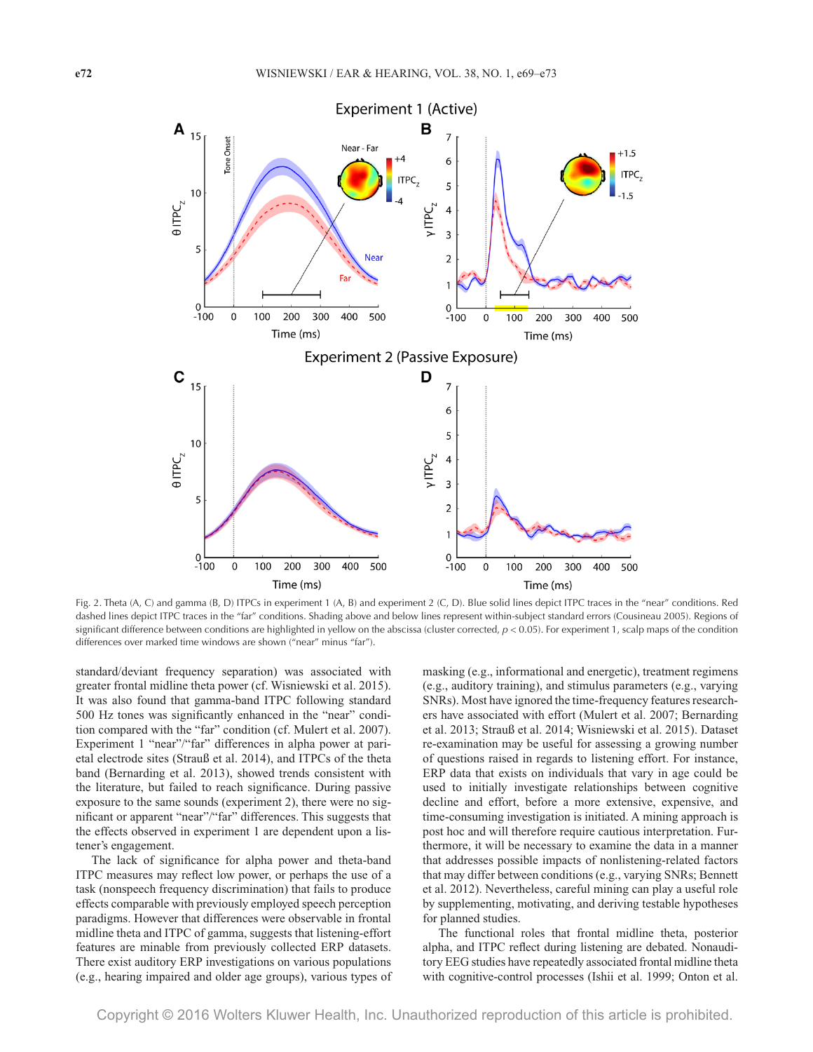Fig. 2. Theta (A, C) and gamma (B, D) ITPCs in experiment 1 (A, B) and experiment 2 (C, D). Blue solid lines depict ITPC traces in the "near" conditions. Red dashed lines depict ITPC traces in the "far" conditions. Shading above and below lines represent within-subject standard errors (Cousineau 2005). Regions of significant difference between conditions are highlighted in yellow on the abscissa (cluster corrected, $p < 0.05$). For experiment 1, scalp maps of the condition differences over marked time windows are shown ("near" minus "far").

standard/deviant frequency separation) was associated with greater frontal midline theta power (cf. Wisniewski et al. 2015). It was also found that gamma-band ITPC following standard 500 Hz tones was significantly enhanced in the "near" condition compared with the "far" condition (cf. Mulert et al. 2007). Experiment 1 "near"/"far" differences in alpha power at parietal electrode sites (Strauß et al. 2014), and ITPCs of the theta band (Bernarding et al. 2013), showed trends consistent with the literature, but failed to reach significance. During passive exposure to the same sounds (experiment 2), there were no significant or apparent "near"/"far" differences. This suggests that the effects observed in experiment 1 are dependent upon a listener's engagement.

The lack of significance for alpha power and theta-band ITPC measures may reflect low power, or perhaps the use of a task (nonspeech frequency discrimination) that fails to produce effects comparable with previously employed speech perception paradigms. However that differences were observable in frontal midline theta and ITPC of gamma, suggests that listening-effort features are minable from previously collected ERP datasets. There exist auditory ERP investigations on various populations (e.g., hearing impaired and older age groups), various types of masking (e.g., informational and energetic), treatment regimens (e.g., auditory training), and stimulus parameters (e.g., varying SNRs). Most have ignored the time-frequency features researchers have associated with effort (Mulert et al. 2007; Bernarding et al. 2013; Strauß et al. 2014; Wisniewski et al. 2015). Dataset re-examination may be useful for assessing a growing number of questions raised in regards to listening effort. For instance, ERP data that exists on individuals that vary in age could be used to initially investigate relationships between cognitive decline and effort, before a more extensive, expensive, and time-consuming investigation is initiated. A mining approach is post hoc and will therefore require cautious interpretation. Furthermore, it will be necessary to examine the data in a manner that addresses possible impacts of nonlistening-related factors that may differ between conditions (e.g., varying SNRs; Bennett et al. 2012). Nevertheless, careful mining can play a useful role by supplementing, motivating, and deriving testable hypotheses for planned studies.

The functional roles that frontal midline theta, posterior alpha, and ITPC reflect during listening are debated. Nonauditory EEG studies have repeatedly associated frontal midline theta with cognitive-control processes (Ishii et al. 1999; Onton et al.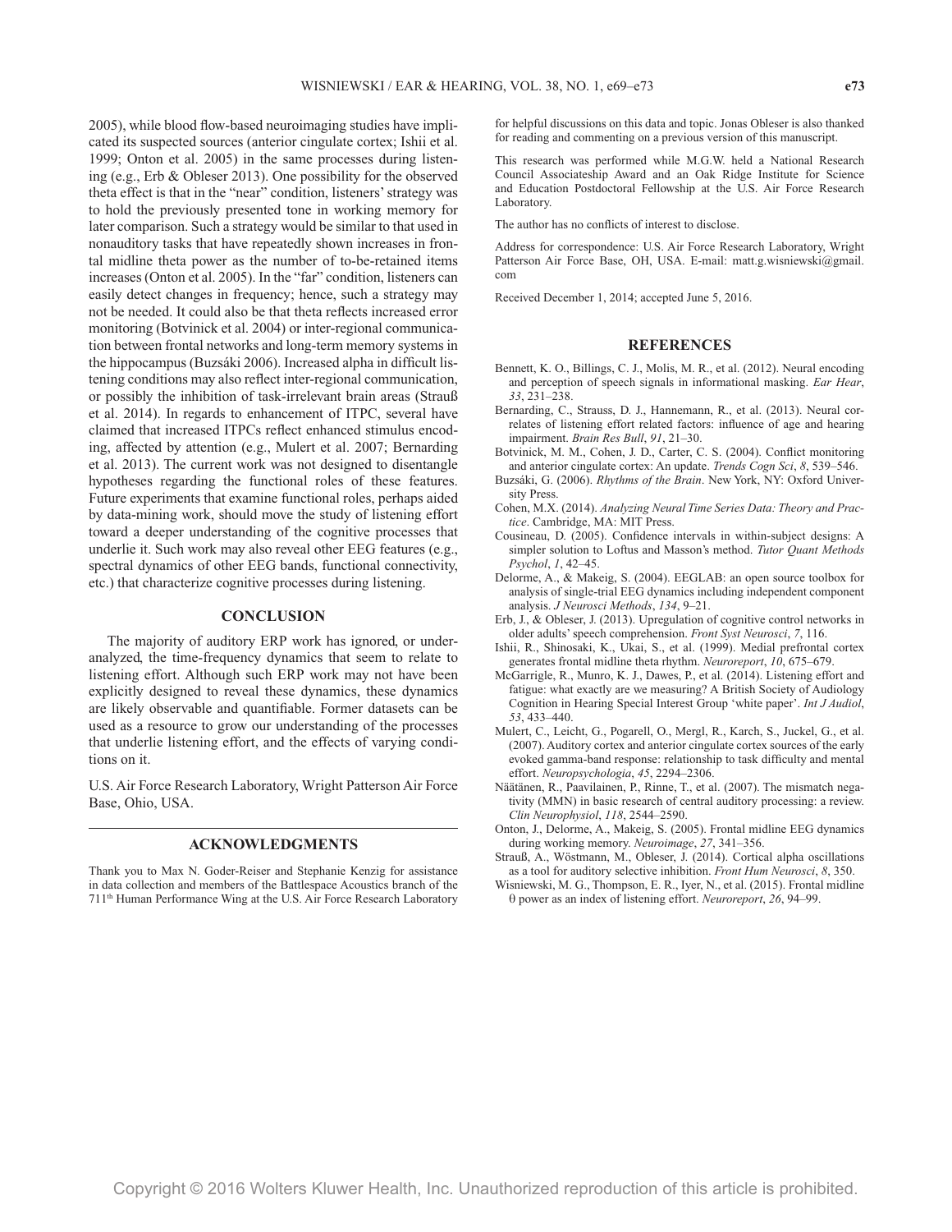2005), while blood flow-based neuroimaging studies have implicated its suspected sources (anterior cingulate cortex; Ishii et al. 1999; Onton et al. 2005) in the same processes during listening (e.g., Erb & Obleser 2013). One possibility for the observed theta effect is that in the "near" condition, listeners' strategy was to hold the previously presented tone in working memory for later comparison. Such a strategy would be similar to that used in nonauditory tasks that have repeatedly shown increases in frontal midline theta power as the number of to-be-retained items increases (Onton et al. 2005). In the "far" condition, listeners can easily detect changes in frequency; hence, such a strategy may not be needed. It could also be that theta reflects increased error monitoring (Botvinick et al. 2004) or inter-regional communication between frontal networks and long-term memory systems in the hippocampus (Buzsáki 2006). Increased alpha in difficult listening conditions may also reflect inter-regional communication, or possibly the inhibition of task-irrelevant brain areas (Strauß et al. 2014). In regards to enhancement of ITPC, several have claimed that increased ITPCs reflect enhanced stimulus encoding, affected by attention (e.g., Mulert et al. 2007; Bernarding et al. 2013). The current work was not designed to disentangle hypotheses regarding the functional roles of these features. Future experiments that examine functional roles, perhaps aided by data-mining work, should move the study of listening effort toward a deeper understanding of the cognitive processes that underlie it. Such work may also reveal other EEG features (e.g., spectral dynamics of other EEG bands, functional connectivity, etc.) that characterize cognitive processes during listening.

## CONCLUSION

The majority of auditory ERP work has ignored, or underanalyzed, the time-frequency dynamics that seem to relate to listening effort. Although such ERP work may not have been explicitly designed to reveal these dynamics, these dynamics are likely observable and quantifiable. Former datasets can be used as a resource to grow our understanding of the processes that underlie listening effort, and the effects of varying conditions on it.

U.S. Air Force Research Laboratory, Wright Patterson Air Force Base, Ohio, USA.

## ACKNOWLEDGMENTS

Thank you to Max N. Goder-Reiser and Stephanie Kenzig for assistance in data collection and members of the Battlespace Acoustics branch of the 711th Human Performance Wing at the U.S. Air Force Research Laboratory for helpful discussions on this data and topic. Jonas Obleser is also thanked for reading and commenting on a previous version of this manuscript.

This research was performed while M.G.W. held a National Research Council Associateship Award and an Oak Ridge Institute for Science and Education Postdoctoral Fellowship at the U.S. Air Force Research Laboratory.

The author has no conflicts of interest to disclose.

Address for correspondence: U.S. Air Force Research Laboratory, Wright Patterson Air Force Base, OH, USA. E-mail: matt.g.wisniewski@gmail.com

Received December 1, 2014; accepted June 5, 2016.

## REFERENCES

Bennett, K. O., Billings, C. J., Molis, M. R., et al. (2012). Neural encoding and perception of speech signals in informational masking. *Ear Hear*, *33*, 231–238.

Bernarding, C., Strauss, D. J., Hannemann, R., et al. (2013). Neural correlates of listening effort related factors: influence of age and hearing impairment. *Brain Res Bull*, *91*, 21–30.

Botvinick, M. M., Cohen, J. D., Carter, C. S. (2004). Conflict monitoring and anterior cingulate cortex: An update. *Trends Cogn Sci*, *8*, 539–546.

Buzsáki, G. (2006). *Rhythms of the Brain*. New York, NY: Oxford University Press.

Cohen, M.X. (2014). *Analyzing Neural Time Series Data: Theory and Practice*. Cambridge, MA: MIT Press.

Cousineau, D. (2005). Confidence intervals in within-subject designs: A simpler solution to Loftus and Masson's method. *Tutor Quant Methods Psychol*, *1*, 42–45.

Delorme, A., & Makeig, S. (2004). EEGLAB: an open source toolbox for analysis of single-trial EEG dynamics including independent component analysis. *J Neurosci Methods*, *134*, 9–21.

Erb, J., & Obleser, J. (2013). Upregulation of cognitive control networks in older adults' speech comprehension. *Front Syst Neurosci*, *7*, 116.

Ishii, R., Shinosaki, K., Ukai, S., et al. (1999). Medial prefrontal cortex generates frontal midline theta rhythm. *Neuroreport*, *10*, 675–679.

McGarrigle, R., Munro, K. J., Dawes, P., et al. (2014). Listening effort and fatigue: what exactly are we measuring? A British Society of Audiology Cognition in Hearing Special Interest Group 'white paper'. *Int J Audiol*, *53*, 433–440.

Mulert, C., Leicht, G., Pogarell, O., Mergl, R., Karch, S., Juckel, G., et al. (2007). Auditory cortex and anterior cingulate cortex sources of the early evoked gamma-band response: relationship to task difficulty and mental effort. *Neuropsychologia*, *45*, 2294–2306.

Näätänen, R., Paavilainen, P., Rinne, T., et al. (2007). The mismatch negativity (MMN) in basic research of central auditory processing: a review. *Clin Neurophysiol*, *118*, 2544–2590.

Onton, J., Delorme, A., Makeig, S. (2005). Frontal midline EEG dynamics during working memory. *Neuroimage*, *27*, 341–356.

Strauß, A., Wöstmann, M., Obleser, J. (2014). Cortical alpha oscillations as a tool for auditory selective inhibition. *Front Hum Neurosci*, *8*, 350.

Wisniewski, M. G., Thompson, E. R., Iyer, N., et al. (2015). Frontal midline θ power as an index of listening effort. *Neuroreport*, *26*, 94–99.